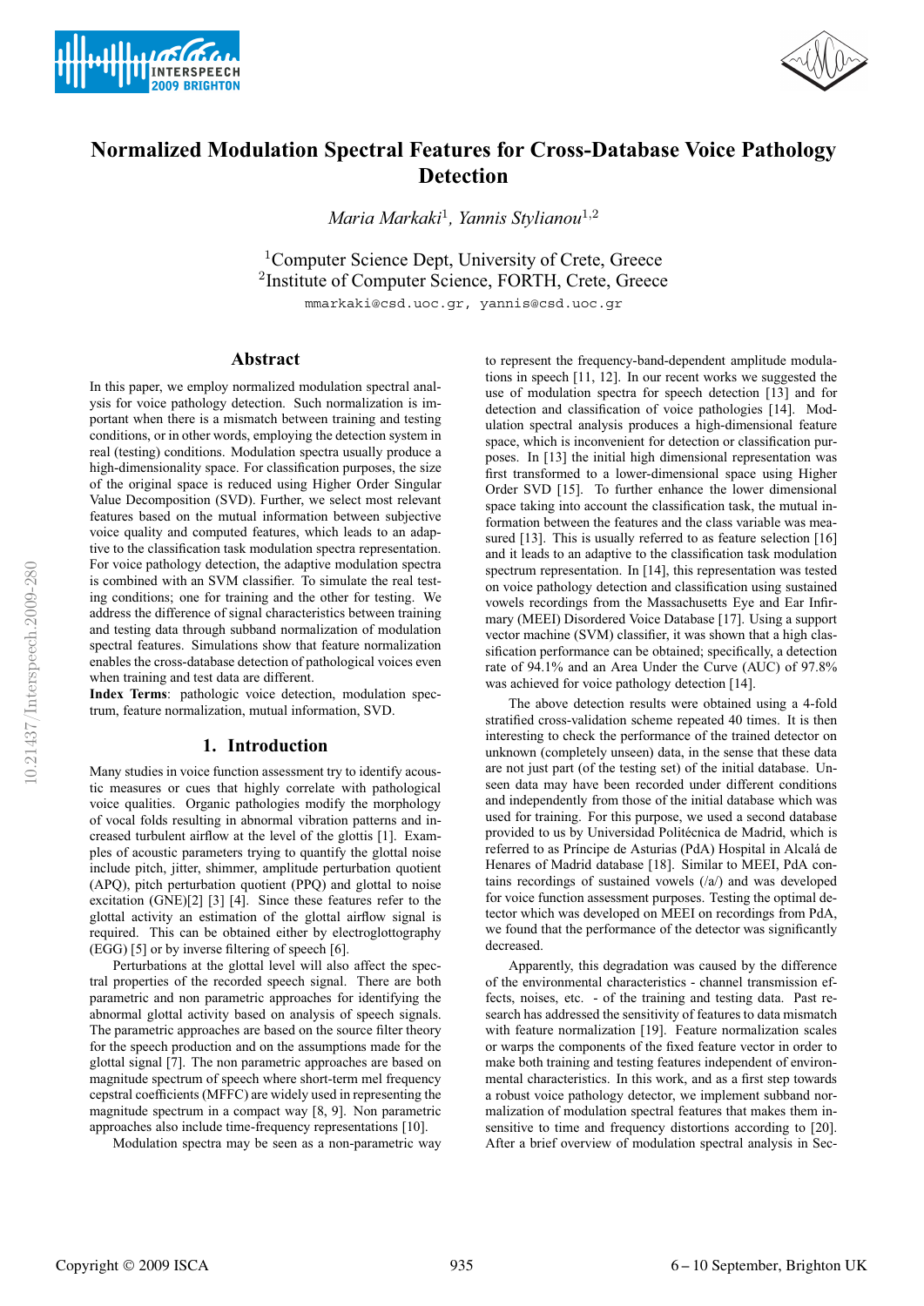# Normalized Modulation Spectral Features for Cross-Database Voice Pathology Detection

*Maria Markaki*[1], *Yannis Stylianou*[1,2]

[1]Computer Science Dept, University of Crete, Greece
[2]Institute of Computer Science, FORTH, Crete, Greece

mmarkaki@csd.uoc.gr, yannis@csd.uoc.gr

## Abstract

In this paper, we employ normalized modulation spectral analysis for voice pathology detection. Such normalization is important when there is a mismatch between training and testing conditions, or in other words, employing the detection system in real (testing) conditions. Modulation spectra usually produce a high-dimensionality space. For classification purposes, the size of the original space is reduced using Higher Order Singular Value Decomposition (SVD). Further, we select most relevant features based on the mutual information between subjective voice quality and computed features, which leads to an adaptive to the classification task modulation spectra representation. For voice pathology detection, the adaptive modulation spectra is combined with an SVM classifier. To simulate the real testing conditions; one for training and the other for testing. We address the difference of signal characteristics between training and testing data through subband normalization of modulation spectral features. Simulations show that feature normalization enables the cross-database detection of pathological voices even when training and test data are different.

**Index Terms**: pathologic voice detection, modulation spectrum, feature normalization, mutual information, SVD.

## 1. Introduction

Many studies in voice function assessment try to identify acoustic measures or cues that highly correlate with pathological voice qualities. Organic pathologies modify the morphology of vocal folds resulting in abnormal vibration patterns and increased turbulent airflow at the level of the glottis [1]. Examples of acoustic parameters trying to quantify the glottal noise include pitch, jitter, shimmer, amplitude perturbation quotient (APQ), pitch perturbation quotient (PPQ) and glottal to noise excitation (GNE)[2] [3] [4]. Since these features refer to the glottal activity an estimation of the glottal airflow signal is required. This can be obtained either by electroglottography (EGG) [5] or by inverse filtering of speech [6].

Perturbations at the glottal level will also affect the spectral properties of the recorded speech signal. There are both parametric and non parametric approaches for identifying the abnormal glottal activity based on analysis of speech signals. The parametric approaches are based on the source filter theory for the speech production and on the assumptions made for the glottal signal [7]. The non parametric approaches are based on magnitude spectrum of speech where short-term mel frequency cepstral coefficients (MFFC) are widely used in representing the magnitude spectrum in a compact way [8, 9]. Non parametric approaches also include time-frequency representations [10].

Modulation spectra may be seen as a non-parametric way to represent the frequency-band-dependent amplitude modulations in speech [11, 12]. In our recent works we suggested the use of modulation spectra for speech detection [13] and for detection and classification of voice pathologies [14]. Modulation spectral analysis produces a high-dimensional feature space, which is inconvenient for detection or classification purposes. In [13] the initial high dimensional representation was first transformed to a lower-dimensional space using Higher Order SVD [15]. To further enhance the lower dimensional space taking into account the classification task, the mutual information between the features and the class variable was measured [13]. This is usually referred to as feature selection [16] and it leads to an adaptive to the classification task modulation spectrum representation. In [14], this representation was tested on voice pathology detection and classification using sustained vowels recordings from the Massachusetts Eye and Ear Infirmary (MEEI) Disordered Voice Database [17]. Using a support vector machine (SVM) classifier, it was shown that a high classification performance can be obtained; specifically, a detection rate of 94.1% and an Area Under the Curve (AUC) of 97.8% was achieved for voice pathology detection [14].

The above detection results were obtained using a 4-fold stratified cross-validation scheme repeated 40 times. It is then interesting to check the performance of the trained detector on unknown (completely unseen) data, in the sense that these data are not just part (of the testing set) of the initial database. Unseen data may have been recorded under different conditions and independently from those of the initial database which was used for training. For this purpose, we used a second database provided to us by Universidad Politécnica de Madrid, which is referred to as Príncipe de Asturias (PdA) Hospital in Alcalá de Henares of Madrid database [18]. Similar to MEEI, PdA contains recordings of sustained vowels (/a/) and was developed for voice function assessment purposes. Testing the optimal detector which was developed on MEEI on recordings from PdA, we found that the performance of the detector was significantly decreased.

Apparently, this degradation was caused by the difference of the environmental characteristics - channel transmission effects, noises, etc. - of the training and testing data. Past research has addressed the sensitivity of features to data mismatch with feature normalization [19]. Feature normalization scales or warps the components of the fixed feature vector in order to make both training and testing features independent of environmental characteristics. In this work, and as a first step towards a robust voice pathology detector, we implement subband normalization of modulation spectral features that makes them insensitive to time and frequency distortions according to [20]. After a brief overview of modulation spectral analysis in Sec-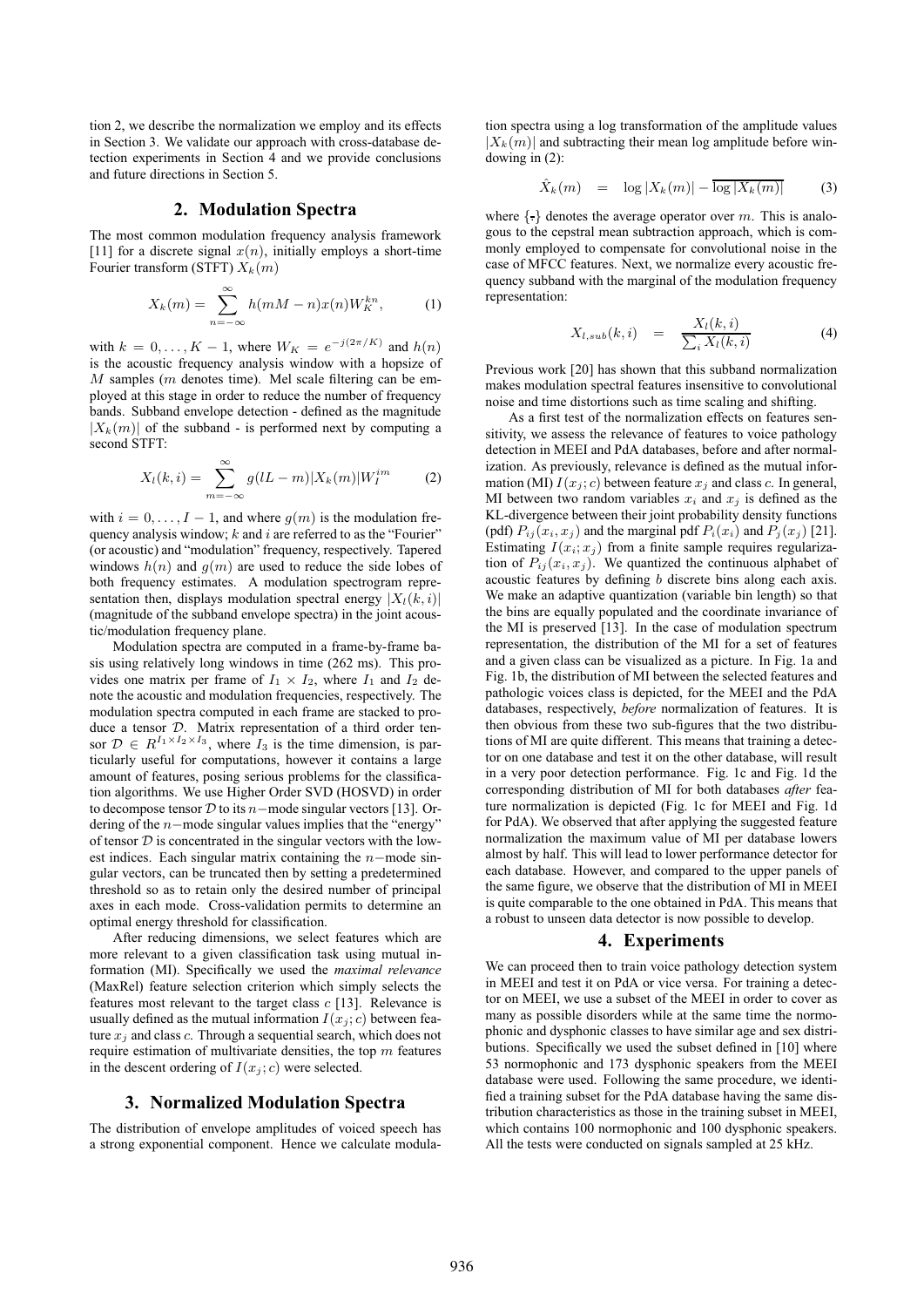tion 2, we describe the normalization we employ and its effects in Section 3. We validate our approach with cross-database detection experiments in Section 4 and we provide conclusions and future directions in Section 5.

## 2. Modulation Spectra

The most common modulation frequency analysis framework [11] for a discrete signal $x(n)$, initially employs a short-time Fourier transform (STFT) $X_k(m)$

$$X_k(m) = \sum_{n=-\infty}^{\infty} h(mM - n)x(n)W_K^{kn}, \tag{1}$$

with $k = 0, \ldots, K-1$, where $W_K = e^{-j(2\pi/K)}$ and $h(n)$ is the acoustic frequency analysis window with a hopsize of $M$ samples ($m$ denotes time). Mel scale filtering can be employed at this stage in order to reduce the number of frequency bands. Subband envelope detection - defined as the magnitude $|X_k(m)|$ of the subband - is performed next by computing a second STFT:

$$X_l(k,i) = \sum_{m=-\infty}^{\infty} g(lL - m)|X_k(m)|W_I^{im} \tag{2}$$

with $i = 0, \ldots, I-1$, and where $g(m)$ is the modulation frequency analysis window; $k$ and $i$ are referred to as the "Fourier" (or acoustic) and "modulation" frequency, respectively. Tapered windows $h(n)$ and $g(m)$ are used to reduce the side lobes of both frequency estimates. A modulation spectrogram representation then, displays modulation spectral energy $|X_l(k,i)|$ (magnitude of the subband envelope spectra) in the joint acoustic/modulation frequency plane.

Modulation spectra are computed in a frame-by-frame basis using relatively long windows in time (262 ms). This provides one matrix per frame of $I_1 \times I_2$, where $I_1$ and $I_2$ denote the acoustic and modulation frequencies, respectively. The modulation spectra computed in each frame are stacked to produce a tensor $\mathcal{D}$. Matrix representation of a third order tensor $\mathcal{D} \in R^{I_1 \times I_2 \times I_3}$, where $I_3$ is the time dimension, is particularly useful for computations, however it contains a large amount of features, posing serious problems for the classification algorithms. We use Higher Order SVD (HOSVD) in order to decompose tensor $\mathcal{D}$ to its $n-$mode singular vectors [13]. Ordering of the $n-$mode singular values implies that the "energy" of tensor $\mathcal{D}$ is concentrated in the singular vectors with the lowest indices. Each singular matrix containing the $n-$mode singular vectors, can be truncated then by setting a predetermined threshold so as to retain only the desired number of principal axes in each mode. Cross-validation permits to determine an optimal energy threshold for classification.

After reducing dimensions, we select features which are more relevant to a given classification task using mutual information (MI). Specifically we used the *maximal relevance* (MaxRel) feature selection criterion which simply selects the features most relevant to the target class $c$ [13]. Relevance is usually defined as the mutual information $I(x_j; c)$ between feature $x_j$ and class $c$. Through a sequential search, which does not require estimation of multivariate densities, the top $m$ features in the descent ordering of $I(x_j; c)$ were selected.

## 3. Normalized Modulation Spectra

The distribution of envelope amplitudes of voiced speech has a strong exponential component. Hence we calculate modulation spectra using a log transformation of the amplitude values $|X_k(m)|$ and subtracting their mean log amplitude before windowing in (2):

$$\hat{X}_k(m) \quad = \quad \log|X_k(m)| - \overline{\log|X_k(m)|} \tag{3}$$

where $\overline{\{\cdot\}}$ denotes the average operator over $m$. This is analogous to the cepstral mean subtraction approach, which is commonly employed to compensate for convolutional noise in the case of MFCC features. Next, we normalize every acoustic frequency subband with the marginal of the modulation frequency representation:

$$X_{l,sub}(k,i) \quad = \quad \frac{X_l(k,i)}{\sum_i X_l(k,i)} \tag{4}$$

Previous work [20] has shown that this subband normalization makes modulation spectral features insensitive to convolutional noise and time distortions such as time scaling and shifting.

As a first test of the normalization effects on features sensitivity, we assess the relevance of features to voice pathology detection in MEEI and PdA databases, before and after normalization. As previously, relevance is defined as the mutual information (MI) $I(x_j; c)$ between feature $x_j$ and class $c$. In general, MI between two random variables $x_i$ and $x_j$ is defined as the KL-divergence between their joint probability density functions (pdf) $P_{ij}(x_i, x_j)$ and the marginal pdf $P_i(x_i)$ and $P_j(x_j)$ [21]. Estimating $I(x_i; x_j)$ from a finite sample requires regularization of $P_{ij}(x_i, x_j)$. We quantized the continuous alphabet of acoustic features by defining $b$ discrete bins along each axis. We make an adaptive quantization (variable bin length) so that the bins are equally populated and the coordinate invariance of the MI is preserved [13]. In the case of modulation spectrum representation, the distribution of the MI for a set of features and a given class can be visualized as a picture. In Fig. 1a and Fig. 1b, the distribution of MI between the selected features and pathologic voices class is depicted, for the MEEI and the PdA databases, respectively, *before* normalization of features. It is then obvious from these two sub-figures that the two distributions of MI are quite different. This means that training a detector on one database and test it on the other database, will result in a very poor detection performance. Fig. 1c and Fig. 1d the corresponding distribution of MI for both databases *after* feature normalization is depicted (Fig. 1c for MEEI and Fig. 1d for PdA). We observed that after applying the suggested feature normalization the maximum value of MI per database lowers almost by half. This will lead to lower performance detector for each database. However, and compared to the upper panels of the same figure, we observe that the distribution of MI in MEEI is quite comparable to the one obtained in PdA. This means that a robust to unseen data detector is now possible to develop.

## 4. Experiments

We can proceed then to train voice pathology detection system in MEEI and test it on PdA or vice versa. For training a detector on MEEI, we use a subset of the MEEI in order to cover as many as possible disorders while at the same time the normophonic and dysphonic classes to have similar age and sex distributions. Specifically we used the subset defined in [10] where 53 normophonic and 173 dysphonic speakers from the MEEI database were used. Following the same procedure, we identified a training subset for the PdA database having the same distribution characteristics as those in the training subset in MEEI, which contains 100 normophonic and 100 dysphonic speakers. All the tests were conducted on signals sampled at 25 kHz.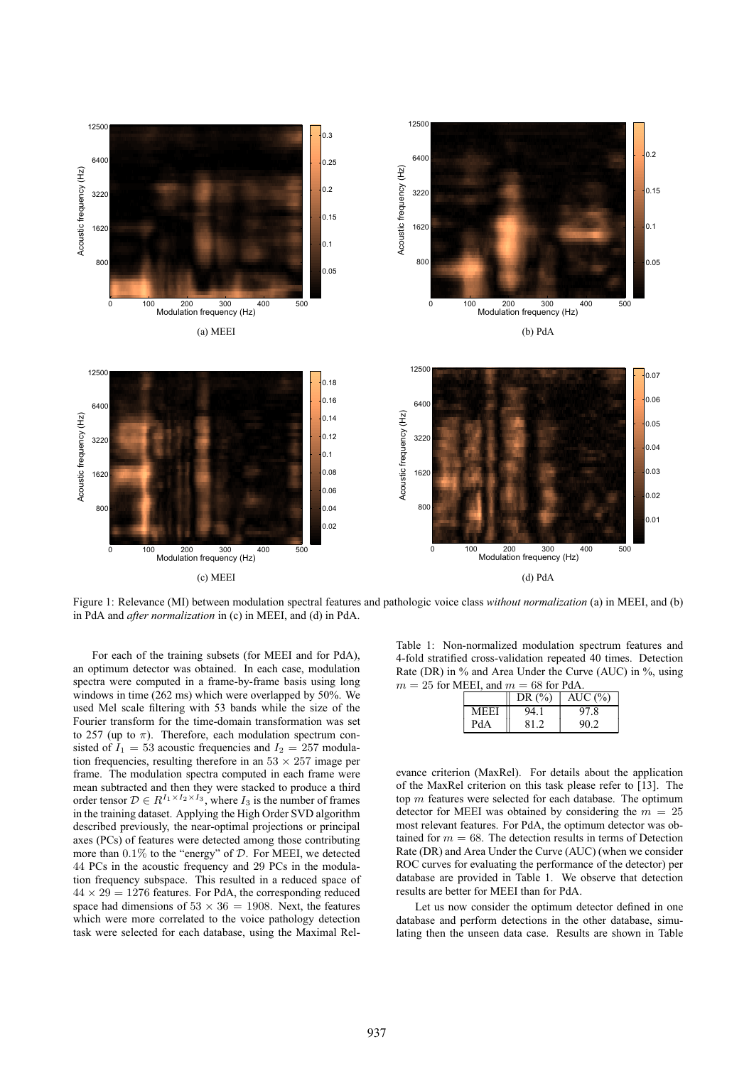Figure 1: Relevance (MI) between modulation spectral features and pathologic voice class *without normalization* (a) in MEEI, and (b) in PdA and *after normalization* in (c) in MEEI, and (d) in PdA.

For each of the training subsets (for MEEI and for PdA), an optimum detector was obtained. In each case, modulation spectra were computed in a frame-by-frame basis using long windows in time (262 ms) which were overlapped by 50%. We used Mel scale filtering with 53 bands while the size of the Fourier transform for the time-domain transformation was set to 257 (up to $\pi$). Therefore, each modulation spectrum consisted of $I_1 = 53$ acoustic frequencies and $I_2 = 257$ modulation frequencies, resulting therefore in an $53 \times 257$ image per frame. The modulation spectra computed in each frame were mean subtracted and then they were stacked to produce a third order tensor $\mathcal{D} \in R^{I_1 \times I_2 \times I_3}$, where $I_3$ is the number of frames in the training dataset. Applying the High Order SVD algorithm described previously, the near-optimal projections or principal axes (PCs) of features were detected among those contributing more than 0.1% to the "energy" of $\mathcal{D}$. For MEEI, we detected 44 PCs in the acoustic frequency and 29 PCs in the modulation frequency subspace. This resulted in a reduced space of $44 \times 29 = 1276$ features. For PdA, the corresponding reduced space had dimensions of $53 \times 36 = 1908$. Next, the features which were more correlated to the voice pathology detection task were selected for each database, using the Maximal Relevance criterion (MaxRel). For details about the application of the MaxRel criterion on this task please refer to [13]. The top $m$ features were selected for each database. The optimum detector for MEEI was obtained by considering the $m = 25$ most relevant features. For PdA, the optimum detector was obtained for $m = 68$. The detection results in terms of Detection Rate (DR) and Area Under the Curve (AUC) (when we consider ROC curves for evaluating the performance of the detector) per database are provided in Table 1. We observe that detection results are better for MEEI than for PdA.

Table 1: Non-normalized modulation spectrum features and 4-fold stratified cross-validation repeated 40 times. Detection Rate (DR) in % and Area Under the Curve (AUC) in %, using $m = 25$ for MEEI, and $m = 68$ for PdA.

| | DR (%) | AUC (%) |
|---|---|---|
| MEEI | 94.1 | 97.8 |
| PdA | 81.2 | 90.2 |

Let us now consider the optimum detector defined in one database and perform detections in the other database, simulating then the unseen data case. Results are shown in Table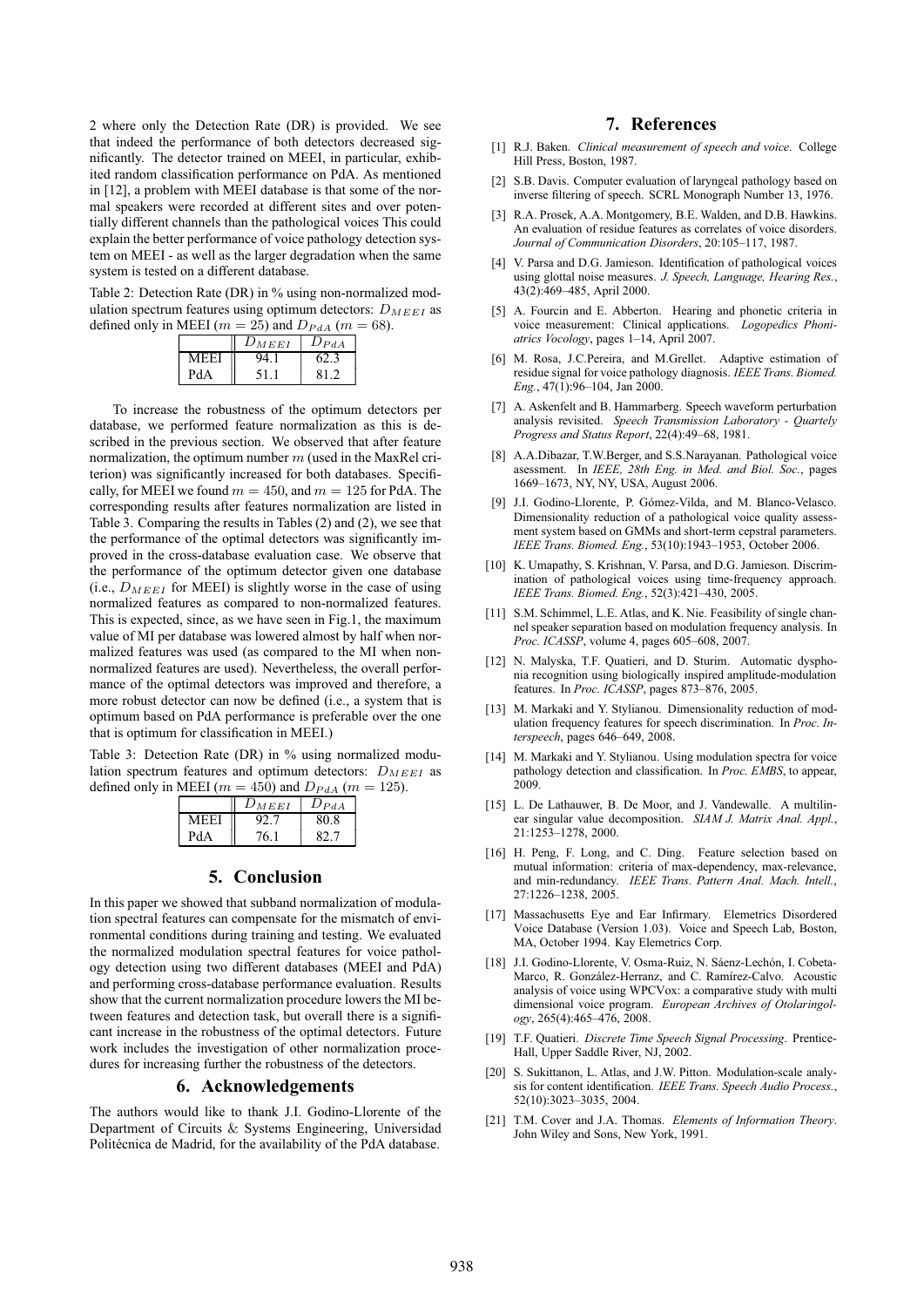2 where only the Detection Rate (DR) is provided. We see that indeed the performance of both detectors decreased significantly. The detector trained on MEEI, in particular, exhibited random classification performance on PdA. As mentioned in [12], a problem with MEEI database is that some of the normal speakers were recorded at different sites and over potentially different channels than the pathological voices This could explain the better performance of voice pathology detection system on MEEI - as well as the larger degradation when the same system is tested on a different database.

Table 2: Detection Rate (DR) in % using non-normalized modulation spectrum features using optimum detectors: $D_{MEEI}$ as defined only in MEEI ($m = 25$) and $D_{PdA}$ ($m = 68$).

| | $D_{MEEI}$ | $D_{PdA}$ |
|---|---|---|
| MEEI | 94.1 | 62.3 |
| PdA | 51.1 | 81.2 |

To increase the robustness of the optimum detectors per database, we performed feature normalization as this is described in the previous section. We observed that after feature normalization, the optimum number $m$ (used in the MaxRel criterion) was significantly increased for both databases. Specifically, for MEEI we found $m = 450$, and $m = 125$ for PdA. The corresponding results after features normalization are listed in Table 3. Comparing the results in Tables (2) and (2), we see that the performance of the optimal detectors was significantly improved in the cross-database evaluation case. We observe that the performance of the optimum detector given one database (i.e., $D_{MEEI}$ for MEEI) is slightly worse in the case of using normalized features as compared to non-normalized features. This is expected, since, as we have seen in Fig.1, the maximum value of MI per database was lowered almost by half when normalized features was used (as compared to the MI when non-normalized features are used). Nevertheless, the overall performance of the optimal detectors was improved and therefore, a more robust detector can now be defined (i.e., a system that is optimum based on PdA performance is preferable over the one that is optimum for classification in MEEI.)

Table 3: Detection Rate (DR) in % using normalized modulation spectrum features and optimum detectors: $D_{MEEI}$ as defined only in MEEI ($m = 450$) and $D_{PdA}$ ($m = 125$).

| | $D_{MEEI}$ | $D_{PdA}$ |
|---|---|---|
| MEEI | 92.7 | 80.8 |
| PdA | 76.1 | 82.7 |

## 5. Conclusion

In this paper we showed that subband normalization of modulation spectral features can compensate for the mismatch of environmental conditions during training and testing. We evaluated the normalized modulation spectral features for voice pathology detection using two different databases (MEEI and PdA) and performing cross-database performance evaluation. Results show that the current normalization procedure lowers the MI between features and detection task, but overall there is a significant increase in the robustness of the optimal detectors. Future work includes the investigation of other normalization procedures for increasing further the robustness of the detectors.

## 6. Acknowledgements

The authors would like to thank J.I. Godino-Llorente of the Department of Circuits & Systems Engineering, Universidad Politécnica de Madrid, for the availability of the PdA database.

## 7. References

[1] R.J. Baken. *Clinical measurement of speech and voice*. College Hill Press, Boston, 1987.

[2] S.B. Davis. Computer evaluation of laryngeal pathology based on inverse filtering of speech. SCRL Monograph Number 13, 1976.

[3] R.A. Prosek, A.A. Montgomery, B.E. Walden, and D.B. Hawkins. An evaluation of residue features as correlates of voice disorders. *Journal of Communication Disorders*, 20:105–117, 1987.

[4] V. Parsa and D.G. Jamieson. Identification of pathological voices using glottal noise measures. *J. Speech, Language, Hearing Res.*, 43(2):469–485, April 2000.

[5] A. Fourcin and E. Abberton. Hearing and phonetic criteria in voice measurement: Clinical applications. *Logopedics Phoniatrics Vocology*, pages 1–14, April 2007.

[6] M. Rosa, J.C.Pereira, and M.Grellet. Adaptive estimation of residue signal for voice pathology diagnosis. *IEEE Trans. Biomed. Eng.*, 47(1):96–104, Jan 2000.

[7] A. Askenfelt and B. Hammarberg. Speech waveform perturbation analysis revisited. *Speech Transmission Laboratory - Quartely Progress and Status Report*, 22(4):49–68, 1981.

[8] A.A.Dibazar, T.W.Berger, and S.S.Narayanan. Pathological voice asessment. In *IEEE, 28th Eng. in Med. and Biol. Soc.*, pages 1669–1673, NY, NY, USA, August 2006.

[9] J.I. Godino-Llorente, P. Gómez-Vilda, and M. Blanco-Velasco. Dimensionality reduction of a pathological voice quality assessment system based on GMMs and short-term cepstral parameters. *IEEE Trans. Biomed. Eng.*, 53(10):1943–1953, October 2006.

[10] K. Umapathy, S. Krishnan, V. Parsa, and D.G. Jamieson. Discrimination of pathological voices using time-frequency approach. *IEEE Trans. Biomed. Eng.*, 52(3):421–430, 2005.

[11] S.M. Schimmel, L.E. Atlas, and K. Nie. Feasibility of single channel speaker separation based on modulation frequency analysis. In *Proc. ICASSP*, volume 4, pages 605–608, 2007.

[12] N. Malyska, T.F. Quatieri, and D. Sturim. Automatic dysphonia recognition using biologically inspired amplitude-modulation features. In *Proc. ICASSP*, pages 873–876, 2005.

[13] M. Markaki and Y. Stylianou. Dimensionality reduction of modulation frequency features for speech discrimination. In *Proc. Interspeech*, pages 646–649, 2008.

[14] M. Markaki and Y. Stylianou. Using modulation spectra for voice pathology detection and classification. In *Proc. EMBS*, to appear, 2009.

[15] L. De Lathauwer, B. De Moor, and J. Vandewalle. A multilinear singular value decomposition. *SIAM J. Matrix Anal. Appl.*, 21:1253–1278, 2000.

[16] H. Peng, F. Long, and C. Ding. Feature selection based on mutual information: criteria of max-dependency, max-relevance, and min-redundancy. *IEEE Trans. Pattern Anal. Mach. Intell.*, 27:1226–1238, 2005.

[17] Massachusetts Eye and Ear Infirmary. Elemetrics Disordered Voice Database (Version 1.03). Voice and Speech Lab, Boston, MA, October 1994. Kay Elemetrics Corp.

[18] J.I. Godino-Llorente, V. Osma-Ruiz, N. Sáenz-Lechón, I. Cobeta-Marco, R. González-Herranz, and C. Ramírez-Calvo. Acoustic analysis of voice using WPCVox: a comparative study with multi dimensional voice program. *European Archives of Otolaryngology*, 265(4):465–476, 2008.

[19] T.F. Quatieri. *Discrete Time Speech Signal Processing*. Prentice-Hall, Upper Saddle River, NJ, 2002.

[20] S. Sukittanon, L. Atlas, and J.W. Pitton. Modulation-scale analysis for content identification. *IEEE Trans. Speech Audio Process.*, 52(10):3023–3035, 2004.

[21] T.M. Cover and J.A. Thomas. *Elements of Information Theory*. John Wiley and Sons, New York, 1991.